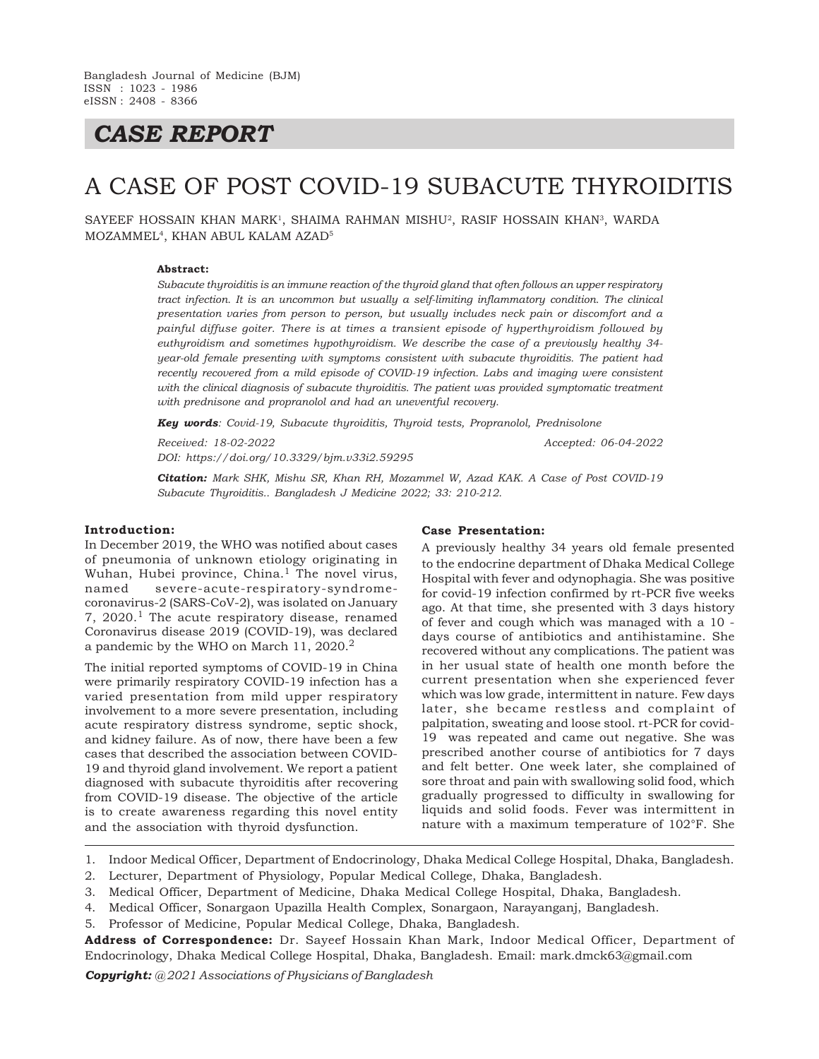Bangladesh Journal of Medicine (BJM)
ISSN : 1023 - 1986
eISSN : 2408 - 8366

## *CASE REPORT*

# A CASE OF POST COVID-19 SUBACUTE THYROIDITIS

SAYEEF HOSSAIN KHAN MARK[1], SHAIMA RAHMAN MISHU[2], RASIF HOSSAIN KHAN[3], WARDA MOZAMMEL[4], KHAN ABUL KALAM AZAD[5]

**Abstract:**

*Subacute thyroiditis is an immune reaction of the thyroid gland that often follows an upper respiratory tract infection. It is an uncommon but usually a self-limiting inflammatory condition. The clinical presentation varies from person to person, but usually includes neck pain or discomfort and a painful diffuse goiter. There is at times a transient episode of hyperthyroidism followed by euthyroidism and sometimes hypothyroidism. We describe the case of a previously healthy 34-year-old female presenting with symptoms consistent with subacute thyroiditis. The patient had recently recovered from a mild episode of COVID-19 infection. Labs and imaging were consistent with the clinical diagnosis of subacute thyroiditis. The patient was provided symptomatic treatment with prednisone and propranolol and had an uneventful recovery.*

***Key words****: Covid-19, Subacute thyroiditis, Thyroid tests, Propranolol, Prednisolone*

*Received: 18-02-2022* *Accepted: 06-04-2022*

*DOI: https://doi.org/10.3329/bjm.v33i2.59295*

***Citation:*** *Mark SHK, Mishu SR, Khan RH, Mozammel W, Azad KAK. A Case of Post COVID-19 Subacute Thyroiditis.. Bangladesh J Medicine 2022; 33: 210-212.*

### Introduction:

In December 2019, the WHO was notified about cases of pneumonia of unknown etiology originating in Wuhan, Hubei province, China.[1] The novel virus, named severe-acute-respiratory-syndrome-coronavirus-2 (SARS-CoV-2), was isolated on January 7, 2020.[1] The acute respiratory disease, renamed Coronavirus disease 2019 (COVID-19), was declared a pandemic by the WHO on March 11, 2020.[2]

The initial reported symptoms of COVID-19 in China were primarily respiratory COVID-19 infection has a varied presentation from mild upper respiratory involvement to a more severe presentation, including acute respiratory distress syndrome, septic shock, and kidney failure. As of now, there have been a few cases that described the association between COVID-19 and thyroid gland involvement. We report a patient diagnosed with subacute thyroiditis after recovering from COVID-19 disease. The objective of the article is to create awareness regarding this novel entity and the association with thyroid dysfunction.

### Case Presentation:

A previously healthy 34 years old female presented to the endocrine department of Dhaka Medical College Hospital with fever and odynophagia. She was positive for covid-19 infection confirmed by rt-PCR five weeks ago. At that time, she presented with 3 days history of fever and cough which was managed with a 10 - days course of antibiotics and antihistamine. She recovered without any complications. The patient was in her usual state of health one month before the current presentation when she experienced fever which was low grade, intermittent in nature. Few days later, she became restless and complaint of palpitation, sweating and loose stool. rt-PCR for covid-19 was repeated and came out negative. She was prescribed another course of antibiotics for 7 days and felt better. One week later, she complained of sore throat and pain with swallowing solid food, which gradually progressed to difficulty in swallowing for liquids and solid foods. Fever was intermittent in nature with a maximum temperature of 102°F. She

1. Indoor Medical Officer, Department of Endocrinology, Dhaka Medical College Hospital, Dhaka, Bangladesh.
2. Lecturer, Department of Physiology, Popular Medical College, Dhaka, Bangladesh.
3. Medical Officer, Department of Medicine, Dhaka Medical College Hospital, Dhaka, Bangladesh.
4. Medical Officer, Sonargaon Upazilla Health Complex, Sonargaon, Narayanganj, Bangladesh.
5. Professor of Medicine, Popular Medical College, Dhaka, Bangladesh.

**Address of Correspondence:** Dr. Sayeef Hossain Khan Mark, Indoor Medical Officer, Department of Endocrinology, Dhaka Medical College Hospital, Dhaka, Bangladesh. Email: mark.dmck63@gmail.com

***Copyright:*** *@2021 Associations of Physicians of Bangladesh*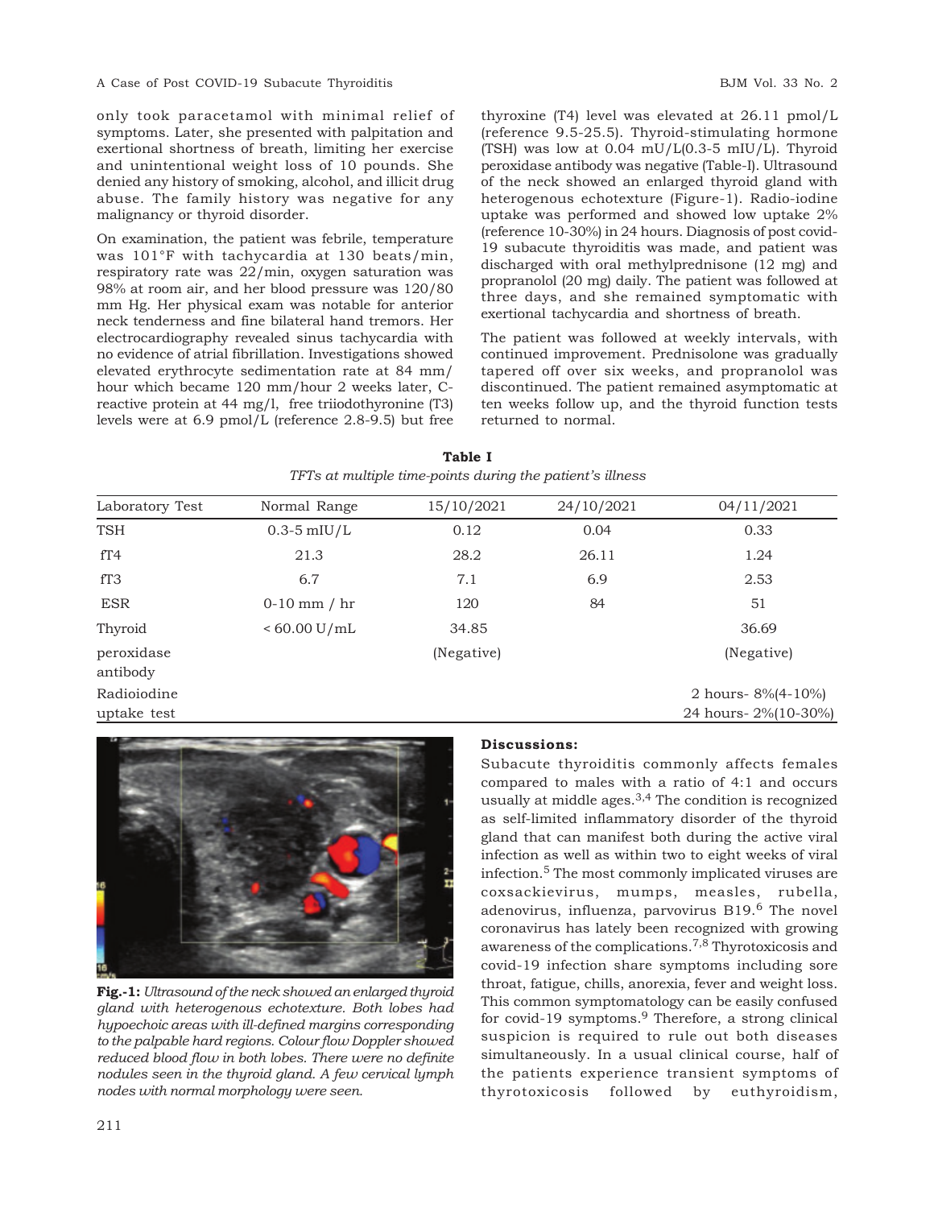only took paracetamol with minimal relief of symptoms. Later, she presented with palpitation and exertional shortness of breath, limiting her exercise and unintentional weight loss of 10 pounds. She denied any history of smoking, alcohol, and illicit drug abuse. The family history was negative for any malignancy or thyroid disorder.

On examination, the patient was febrile, temperature was 101°F with tachycardia at 130 beats/min, respiratory rate was 22/min, oxygen saturation was 98% at room air, and her blood pressure was 120/80 mm Hg. Her physical exam was notable for anterior neck tenderness and fine bilateral hand tremors. Her electrocardiography revealed sinus tachycardia with no evidence of atrial fibrillation. Investigations showed elevated erythrocyte sedimentation rate at 84 mm/hour which became 120 mm/hour 2 weeks later, C-reactive protein at 44 mg/l, free triiodothyronine (T3) levels were at 6.9 pmol/L (reference 2.8-9.5) but free thyroxine (T4) level was elevated at 26.11 pmol/L (reference 9.5-25.5). Thyroid-stimulating hormone (TSH) was low at 0.04 mU/L(0.3-5 mIU/L). Thyroid peroxidase antibody was negative (Table-I). Ultrasound of the neck showed an enlarged thyroid gland with heterogenous echotexture (Figure-1). Radio-iodine uptake was performed and showed low uptake 2% (reference 10-30%) in 24 hours. Diagnosis of post covid-19 subacute thyroiditis was made, and patient was discharged with oral methylprednisone (12 mg) and propranolol (20 mg) daily. The patient was followed at three days, and she remained symptomatic with exertional tachycardia and shortness of breath.

The patient was followed at weekly intervals, with continued improvement. Prednisolone was gradually tapered off over six weeks, and propranolol was discontinued. The patient remained asymptomatic at ten weeks follow up, and the thyroid function tests returned to normal.

**Table I**

*TFTs at multiple time-points during the patient's illness*

| Laboratory Test | Normal Range | 15/10/2021 | 24/10/2021 | 04/11/2021 |
|---|---|---|---|---|
| TSH | 0.3-5 mIU/L | 0.12 | 0.04 | 0.33 |
| fT4 | 21.3 | 28.2 | 26.11 | 1.24 |
| fT3 | 6.7 | 7.1 | 6.9 | 2.53 |
| ESR | 0-10 mm / hr | 120 | 84 | 51 |
| Thyroid peroxidase antibody | < 60.00 U/mL | 34.85 (Negative) | | 36.69 (Negative) |
| Radioiodine uptake test | | | | 2 hours- 8%(4-10%) 24 hours- 2%(10-30%) |

**Fig.-1:** *Ultrasound of the neck showed an enlarged thyroid gland with heterogenous echotexture. Both lobes had hypoechoic areas with ill-defined margins corresponding to the palpable hard regions. Colour flow Doppler showed reduced blood flow in both lobes. There were no definite nodules seen in the thyroid gland. A few cervical lymph nodes with normal morphology were seen.*

**Discussions:**

Subacute thyroiditis commonly affects females compared to males with a ratio of 4:1 and occurs usually at middle ages.[3,4] The condition is recognized as self-limited inflammatory disorder of the thyroid gland that can manifest both during the active viral infection as well as within two to eight weeks of viral infection.[5] The most commonly implicated viruses are coxsackievirus, mumps, measles, rubella, adenovirus, influenza, parvovirus B19.[6] The novel coronavirus has lately been recognized with growing awareness of the complications.[7,8] Thyrotoxicosis and covid-19 infection share symptoms including sore throat, fatigue, chills, anorexia, fever and weight loss. This common symptomatology can be easily confused for covid-19 symptoms.[9] Therefore, a strong clinical suspicion is required to rule out both diseases simultaneously. In a usual clinical course, half of the patients experience transient symptoms of thyrotoxicosis followed by euthyroidism,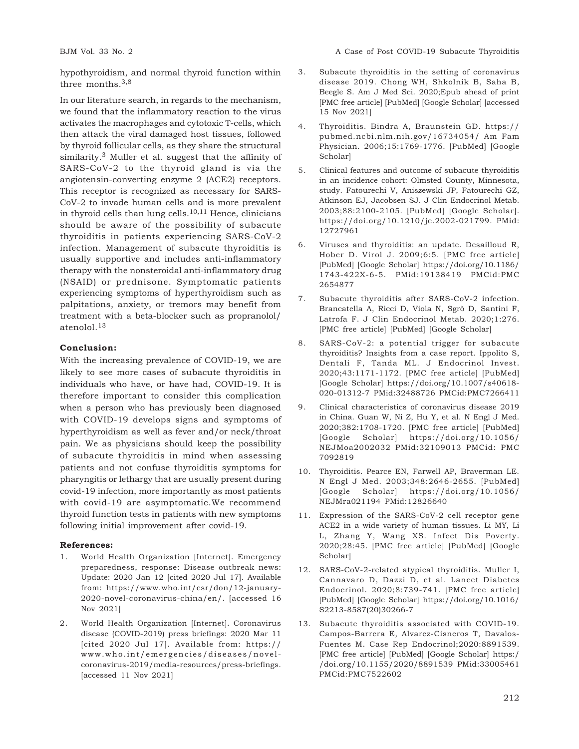hypothyroidism, and normal thyroid function within three months.[3,8]

In our literature search, in regards to the mechanism, we found that the inflammatory reaction to the virus activates the macrophages and cytotoxic T-cells, which then attack the viral damaged host tissues, followed by thyroid follicular cells, as they share the structural similarity.[3] Muller et al. suggest that the affinity of SARS-CoV-2 to the thyroid gland is via the angiotensin-converting enzyme 2 (ACE2) receptors. This receptor is recognized as necessary for SARS-CoV-2 to invade human cells and is more prevalent in thyroid cells than lung cells.[10,11] Hence, clinicians should be aware of the possibility of subacute thyroiditis in patients experiencing SARS-CoV-2 infection. Management of subacute thyroiditis is usually supportive and includes anti-inflammatory therapy with the nonsteroidal anti-inflammatory drug (NSAID) or prednisone. Symptomatic patients experiencing symptoms of hyperthyroidism such as palpitations, anxiety, or tremors may benefit from treatment with a beta-blocker such as propranolol/atenolol.[13]

**Conclusion:**

With the increasing prevalence of COVID-19, we are likely to see more cases of subacute thyroiditis in individuals who have, or have had, COVID-19. It is therefore important to consider this complication when a person who has previously been diagnosed with COVID-19 develops signs and symptoms of hyperthyroidism as well as fever and/or neck/throat pain. We as physicians should keep the possibility of subacute thyroiditis in mind when assessing patients and not confuse thyroiditis symptoms for pharyngitis or lethargy that are usually present during covid-19 infection, more importantly as most patients with covid-19 are asymptomatic.We recommend thyroid function tests in patients with new symptoms following initial improvement after covid-19.

**References:**

1. World Health Organization [Internet]. Emergency preparedness, response: Disease outbreak news: Update: 2020 Jan 12 [cited 2020 Jul 17]. Available from: https://www.who.int/csr/don/12-january-2020-novel-coronavirus-china/en/. [accessed 16 Nov 2021]
2. World Health Organization [Internet]. Coronavirus disease (COVID-2019) press briefings: 2020 Mar 11 [cited 2020 Jul 17]. Available from: https://www.who.int/emergencies/diseases/novel-coronavirus-2019/media-resources/press-briefings. [accessed 11 Nov 2021]
3. Subacute thyroiditis in the setting of coronavirus disease 2019. Chong WH, Shkolnik B, Saha B, Beegle S. Am J Med Sci. 2020;Epub ahead of print [PMC free article] [PubMed] [Google Scholar] [accessed 15 Nov 2021]
4. Thyroiditis. Bindra A, Braunstein GD. https://pubmed.ncbi.nlm.nih.gov/16734054/ Am Fam Physician. 2006;15:1769-1776. [PubMed] [Google Scholar]
5. Clinical features and outcome of subacute thyroiditis in an incidence cohort: Olmsted County, Minnesota, study. Fatourechi V, Aniszewski JP, Fatourechi GZ, Atkinson EJ, Jacobsen SJ. J Clin Endocrinol Metab. 2003;88:2100-2105. [PubMed] [Google Scholar]. https://doi.org/10.1210/jc.2002-021799. PMid: 12727961
6. Viruses and thyroiditis: an update. Desailloud R, Hober D. Virol J. 2009;6:5. [PMC free article] [PubMed] [Google Scholar] https://doi.org/10.1186/1743-422X-6-5. PMid:19138419 PMCid:PMC2654877
7. Subacute thyroiditis after SARS-CoV-2 infection. Brancatella A, Ricci D, Viola N, Sgrò D, Santini F, Latrofa F. J Clin Endocrinol Metab. 2020;1:276. [PMC free article] [PubMed] [Google Scholar]
8. SARS-CoV-2: a potential trigger for subacute thyroiditis? Insights from a case report. Ippolito S, Dentali F, Tanda ML. J Endocrinol Invest. 2020;43:1171-1172. [PMC free article] [PubMed] [Google Scholar] https://doi.org/10.1007/s40618-020-01312-7 PMid:32488726 PMCid:PMC7266411
9. Clinical characteristics of coronavirus disease 2019 in China. Guan W, Ni Z, Hu Y, et al. N Engl J Med. 2020;382:1708-1720. [PMC free article] [PubMed] [Google Scholar] https://doi.org/10.1056/NEJMoa2002032 PMid:32109013 PMCid: PMC7092819
10. Thyroiditis. Pearce EN, Farwell AP, Braverman LE. N Engl J Med. 2003;348:2646-2655. [PubMed] [Google Scholar] https://doi.org/10.1056/NEJMra021194 PMid:12826640
11. Expression of the SARS-CoV-2 cell receptor gene ACE2 in a wide variety of human tissues. Li MY, Li L, Zhang Y, Wang XS. Infect Dis Poverty. 2020;28:45. [PMC free article] [PubMed] [Google Scholar]
12. SARS-CoV-2-related atypical thyroiditis. Muller I, Cannavaro D, Dazzi D, et al. Lancet Diabetes Endocrinol. 2020;8:739-741. [PMC free article] [PubMed] [Google Scholar] https://doi.org/10.1016/S2213-8587(20)30266-7
13. Subacute thyroiditis associated with COVID-19. Campos-Barrera E, Alvarez-Cisneros T, Davalos-Fuentes M. Case Rep Endocrinol;2020:8891539. [PMC free article] [PubMed] [Google Scholar] https://doi.org/10.1155/2020/8891539 PMid:33005461 PMCid:PMC7522602